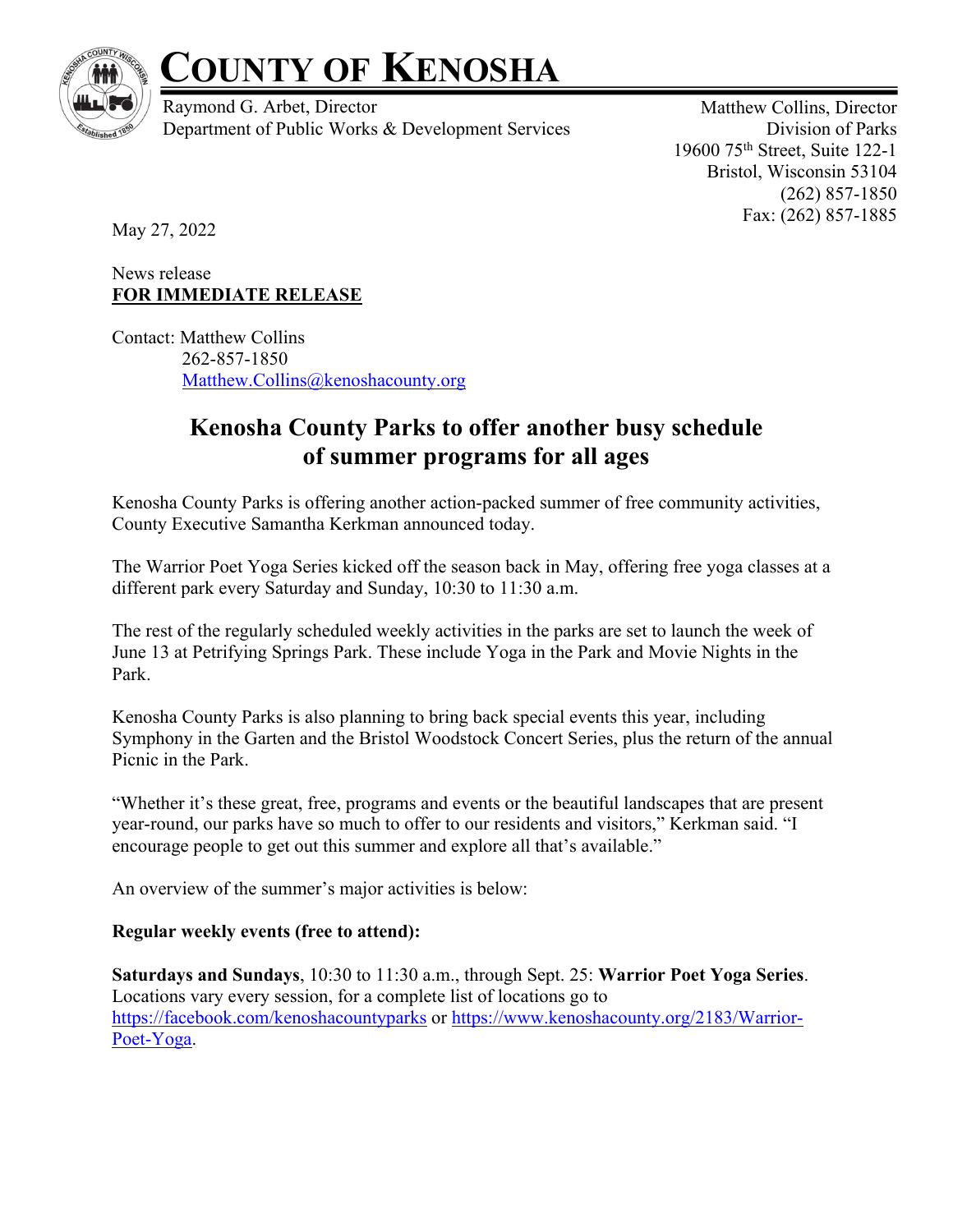# COUNTY OF KENOSHA

Raymond G. Arbet, Director
Department of Public Works & Development Services

Matthew Collins, Director
Division of Parks
19600 75th Street, Suite 122-1
Bristol, Wisconsin 53104
(262) 857-1850
Fax: (262) 857-1885

May 27, 2022

News release
**FOR IMMEDIATE RELEASE**

Contact: Matthew Collins
262-857-1850
Matthew.Collins@kenoshacounty.org

## Kenosha County Parks to offer another busy schedule of summer programs for all ages

Kenosha County Parks is offering another action-packed summer of free community activities, County Executive Samantha Kerkman announced today.

The Warrior Poet Yoga Series kicked off the season back in May, offering free yoga classes at a different park every Saturday and Sunday, 10:30 to 11:30 a.m.

The rest of the regularly scheduled weekly activities in the parks are set to launch the week of June 13 at Petrifying Springs Park. These include Yoga in the Park and Movie Nights in the Park.

Kenosha County Parks is also planning to bring back special events this year, including Symphony in the Garten and the Bristol Woodstock Concert Series, plus the return of the annual Picnic in the Park.

"Whether it's these great, free, programs and events or the beautiful landscapes that are present year-round, our parks have so much to offer to our residents and visitors," Kerkman said. "I encourage people to get out this summer and explore all that's available."

An overview of the summer's major activities is below:

**Regular weekly events (free to attend):**

**Saturdays and Sundays**, 10:30 to 11:30 a.m., through Sept. 25: **Warrior Poet Yoga Series**. Locations vary every session, for a complete list of locations go to https://facebook.com/kenoshacountyparks or https://www.kenoshacounty.org/2183/Warrior-Poet-Yoga.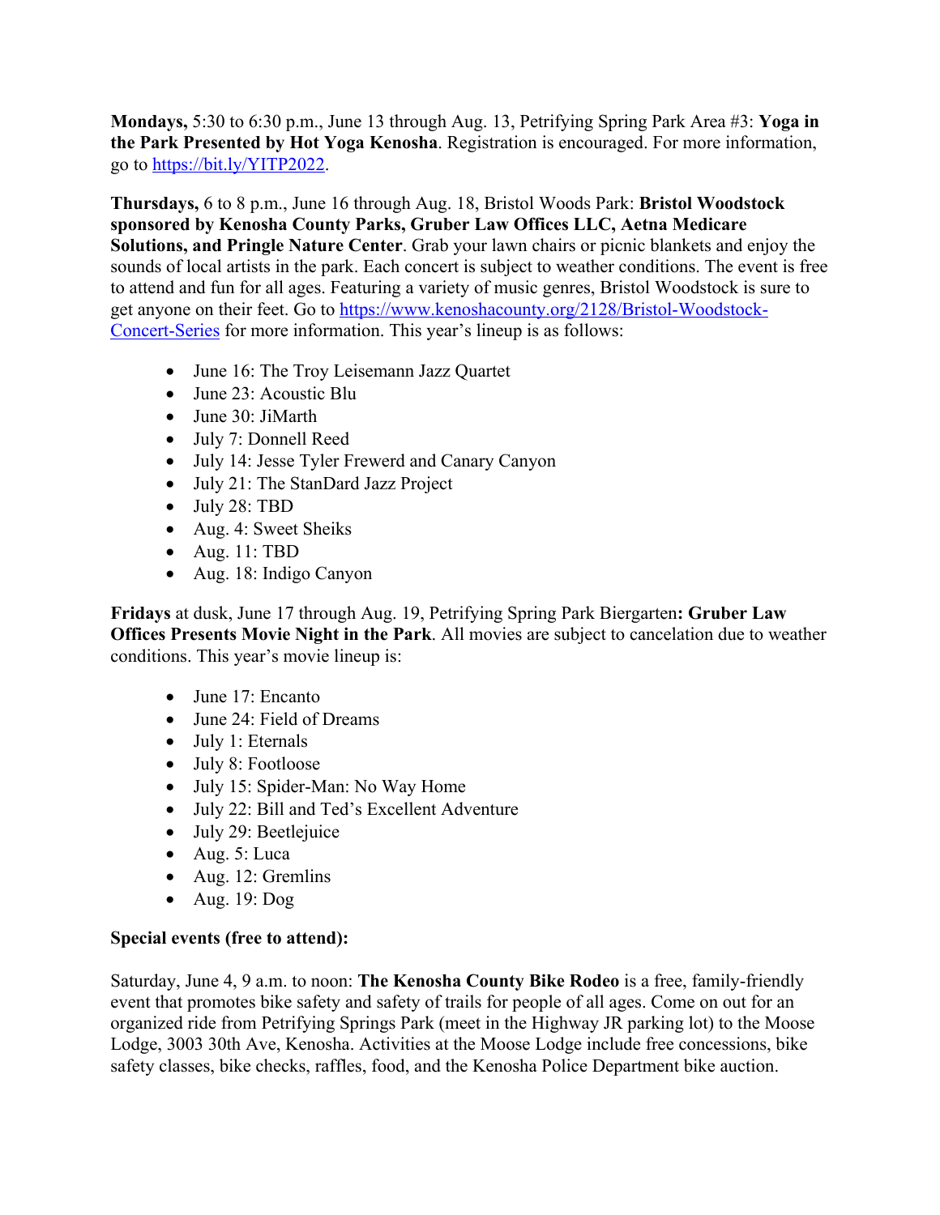**Mondays,** 5:30 to 6:30 p.m., June 13 through Aug. 13, Petrifying Spring Park Area #3: **Yoga in the Park Presented by Hot Yoga Kenosha**. Registration is encouraged. For more information, go to [https://bit.ly/YITP2022](https://bit.ly/YITP2022).

**Thursdays,** 6 to 8 p.m., June 16 through Aug. 18, Bristol Woods Park: **Bristol Woodstock sponsored by Kenosha County Parks, Gruber Law Offices LLC, Aetna Medicare Solutions, and Pringle Nature Center**. Grab your lawn chairs or picnic blankets and enjoy the sounds of local artists in the park. Each concert is subject to weather conditions. The event is free to attend and fun for all ages. Featuring a variety of music genres, Bristol Woodstock is sure to get anyone on their feet. Go to [https://www.kenoshacounty.org/2128/Bristol-Woodstock-Concert-Series](https://www.kenoshacounty.org/2128/Bristol-Woodstock-Concert-Series) for more information. This year's lineup is as follows:

- June 16: The Troy Leisemann Jazz Quartet
- June 23: Acoustic Blu
- June 30: JiMarth
- July 7: Donnell Reed
- July 14: Jesse Tyler Frewerd and Canary Canyon
- July 21: The StanDard Jazz Project
- July 28: TBD
- Aug. 4: Sweet Sheiks
- Aug. 11: TBD
- Aug. 18: Indigo Canyon

**Fridays** at dusk, June 17 through Aug. 19, Petrifying Spring Park Biergarten**: Gruber Law Offices Presents Movie Night in the Park**. All movies are subject to cancelation due to weather conditions. This year's movie lineup is:

- June 17: Encanto
- June 24: Field of Dreams
- July 1: Eternals
- July 8: Footloose
- July 15: Spider-Man: No Way Home
- July 22: Bill and Ted's Excellent Adventure
- July 29: Beetlejuice
- Aug. 5: Luca
- Aug. 12: Gremlins
- Aug. 19: Dog

**Special events (free to attend):**

Saturday, June 4, 9 a.m. to noon: **The Kenosha County Bike Rodeo** is a free, family-friendly event that promotes bike safety and safety of trails for people of all ages. Come on out for an organized ride from Petrifying Springs Park (meet in the Highway JR parking lot) to the Moose Lodge, 3003 30th Ave, Kenosha. Activities at the Moose Lodge include free concessions, bike safety classes, bike checks, raffles, food, and the Kenosha Police Department bike auction.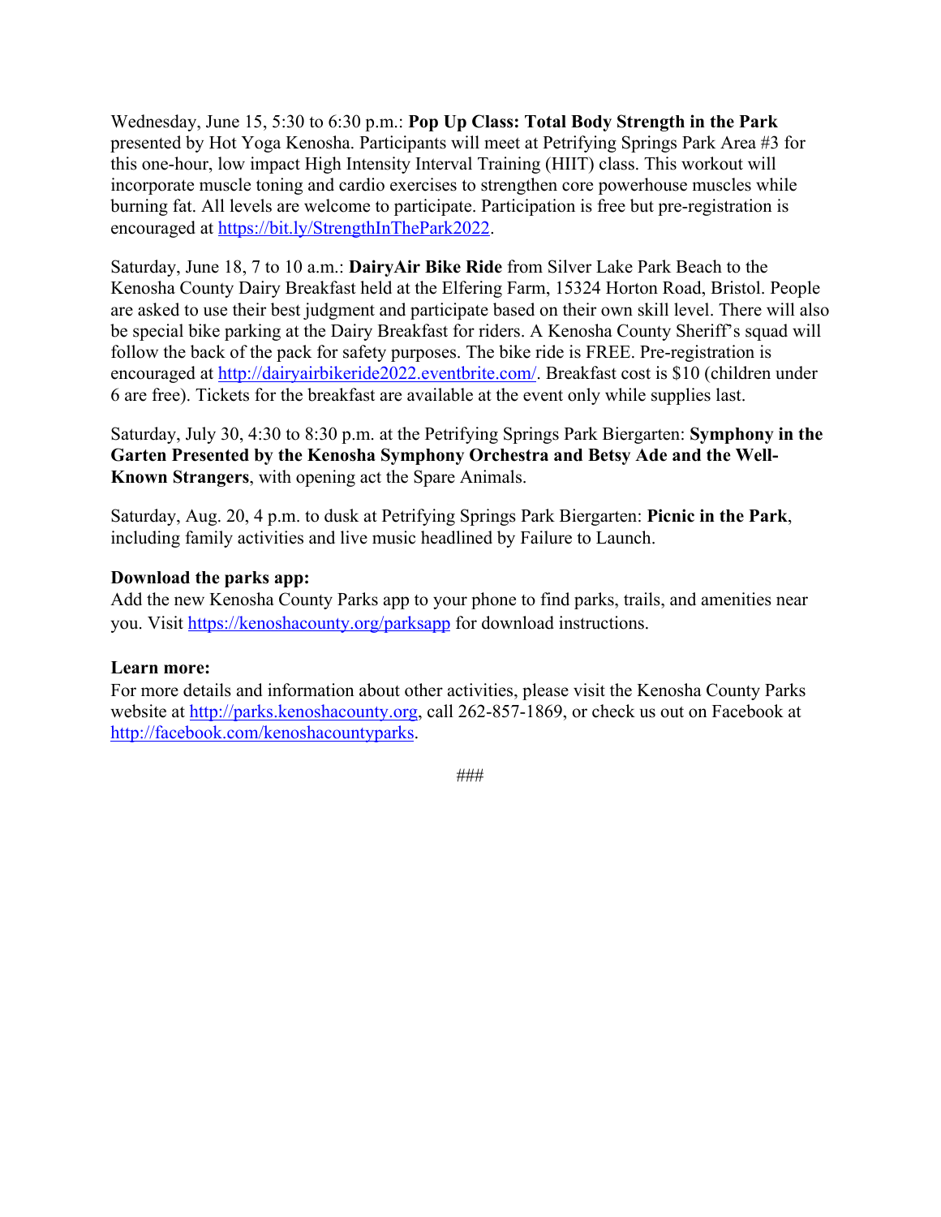Wednesday, June 15, 5:30 to 6:30 p.m.: **Pop Up Class: Total Body Strength in the Park** presented by Hot Yoga Kenosha. Participants will meet at Petrifying Springs Park Area #3 for this one-hour, low impact High Intensity Interval Training (HIIT) class. This workout will incorporate muscle toning and cardio exercises to strengthen core powerhouse muscles while burning fat. All levels are welcome to participate. Participation is free but pre-registration is encouraged at https://bit.ly/StrengthInThePark2022.

Saturday, June 18, 7 to 10 a.m.: **DairyAir Bike Ride** from Silver Lake Park Beach to the Kenosha County Dairy Breakfast held at the Elfering Farm, 15324 Horton Road, Bristol. People are asked to use their best judgment and participate based on their own skill level. There will also be special bike parking at the Dairy Breakfast for riders. A Kenosha County Sheriff's squad will follow the back of the pack for safety purposes. The bike ride is FREE. Pre-registration is encouraged at http://dairyairbikeride2022.eventbrite.com/. Breakfast cost is $10 (children under 6 are free). Tickets for the breakfast are available at the event only while supplies last.

Saturday, July 30, 4:30 to 8:30 p.m. at the Petrifying Springs Park Biergarten: **Symphony in the Garten Presented by the Kenosha Symphony Orchestra and Betsy Ade and the Well-Known Strangers**, with opening act the Spare Animals.

Saturday, Aug. 20, 4 p.m. to dusk at Petrifying Springs Park Biergarten: **Picnic in the Park**, including family activities and live music headlined by Failure to Launch.

**Download the parks app:**
Add the new Kenosha County Parks app to your phone to find parks, trails, and amenities near you. Visit https://kenoshacounty.org/parksapp for download instructions.

**Learn more:**
For more details and information about other activities, please visit the Kenosha County Parks website at http://parks.kenoshacounty.org, call 262-857-1869, or check us out on Facebook at http://facebook.com/kenoshacountyparks.

###